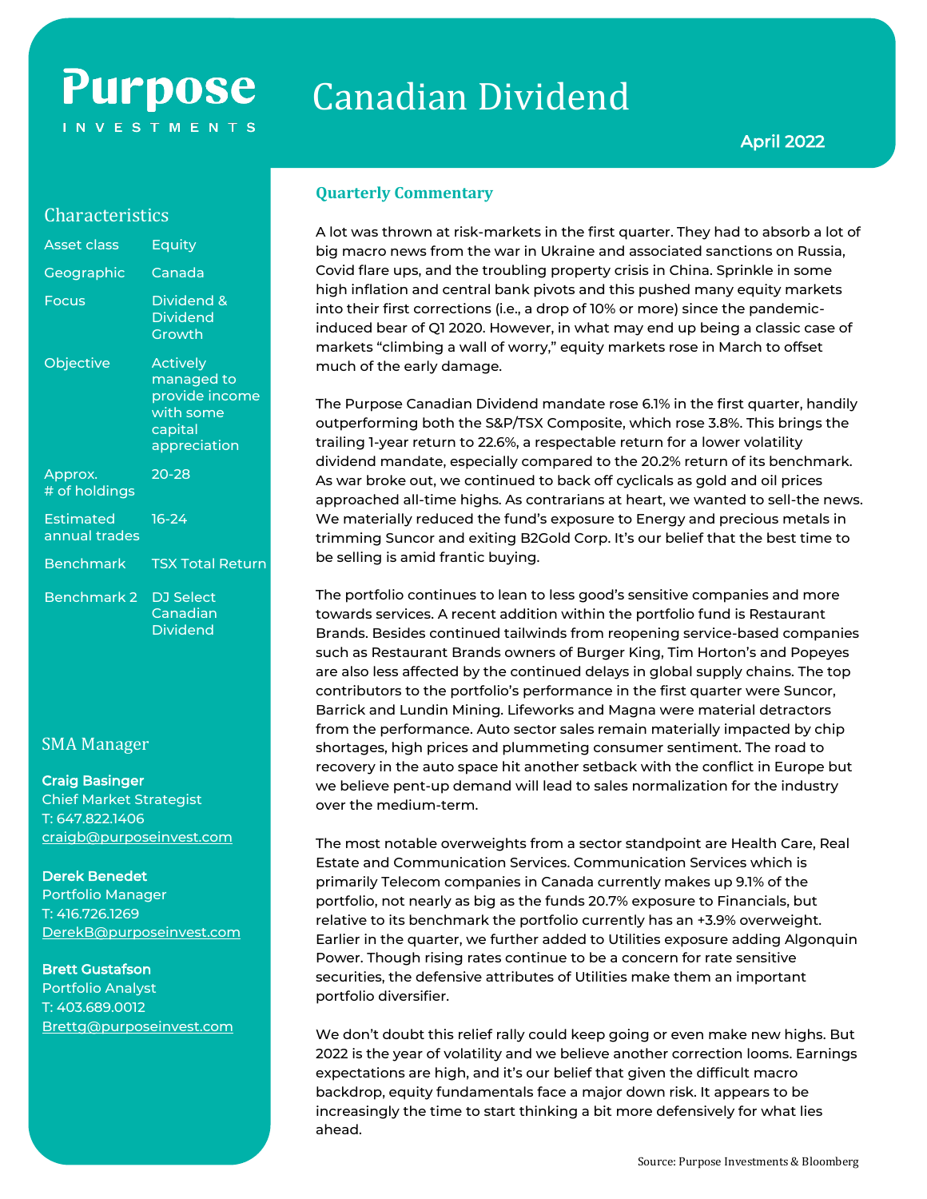# Purpose Investments

# Canadian Dividend

April 2022

## Characteristics

| | |
|---|---|
| Asset class | Equity |
| Geographic | Canada |
| Focus | Dividend & Dividend Growth |
| Objective | Actively managed to provide income with some capital appreciation |
| Approx. # of holdings | 20-28 |
| Estimated annual trades | 16-24 |
| Benchmark | TSX Total Return |
| Benchmark 2 | DJ Select Canadian Dividend |

## SMA Manager

**Craig Basinger**
Chief Market Strategist
T: 647.822.1406
craigb@purposeinvest.com

**Derek Benedet**
Portfolio Manager
T: 416.726.1269
DerekB@purposeinvest.com

**Brett Gustafson**
Portfolio Analyst
T: 403.689.0012
Brettg@purposeinvest.com

## Quarterly Commentary

A lot was thrown at risk-markets in the first quarter. They had to absorb a lot of big macro news from the war in Ukraine and associated sanctions on Russia, Covid flare ups, and the troubling property crisis in China. Sprinkle in some high inflation and central bank pivots and this pushed many equity markets into their first corrections (i.e., a drop of 10% or more) since the pandemic-induced bear of Q1 2020. However, in what may end up being a classic case of markets "climbing a wall of worry," equity markets rose in March to offset much of the early damage.

The Purpose Canadian Dividend mandate rose 6.1% in the first quarter, handily outperforming both the S&P/TSX Composite, which rose 3.8%. This brings the trailing 1-year return to 22.6%, a respectable return for a lower volatility dividend mandate, especially compared to the 20.2% return of its benchmark. As war broke out, we continued to back off cyclicals as gold and oil prices approached all-time highs. As contrarians at heart, we wanted to sell-the news. We materially reduced the fund's exposure to Energy and precious metals in trimming Suncor and exiting B2Gold Corp. It's our belief that the best time to be selling is amid frantic buying.

The portfolio continues to lean to less good's sensitive companies and more towards services. A recent addition within the portfolio fund is Restaurant Brands. Besides continued tailwinds from reopening service-based companies such as Restaurant Brands owners of Burger King, Tim Horton's and Popeyes are also less affected by the continued delays in global supply chains. The top contributors to the portfolio's performance in the first quarter were Suncor, Barrick and Lundin Mining. Lifeworks and Magna were material detractors from the performance. Auto sector sales remain materially impacted by chip shortages, high prices and plummeting consumer sentiment. The road to recovery in the auto space hit another setback with the conflict in Europe but we believe pent-up demand will lead to sales normalization for the industry over the medium-term.

The most notable overweights from a sector standpoint are Health Care, Real Estate and Communication Services. Communication Services which is primarily Telecom companies in Canada currently makes up 9.1% of the portfolio, not nearly as big as the funds 20.7% exposure to Financials, but relative to its benchmark the portfolio currently has an +3.9% overweight. Earlier in the quarter, we further added to Utilities exposure adding Algonquin Power. Though rising rates continue to be a concern for rate sensitive securities, the defensive attributes of Utilities make them an important portfolio diversifier.

We don't doubt this relief rally could keep going or even make new highs. But 2022 is the year of volatility and we believe another correction looms. Earnings expectations are high, and it's our belief that given the difficult macro backdrop, equity fundamentals face a major down risk. It appears to be increasingly the time to start thinking a bit more defensively for what lies ahead.

Source: Purpose Investments & Bloomberg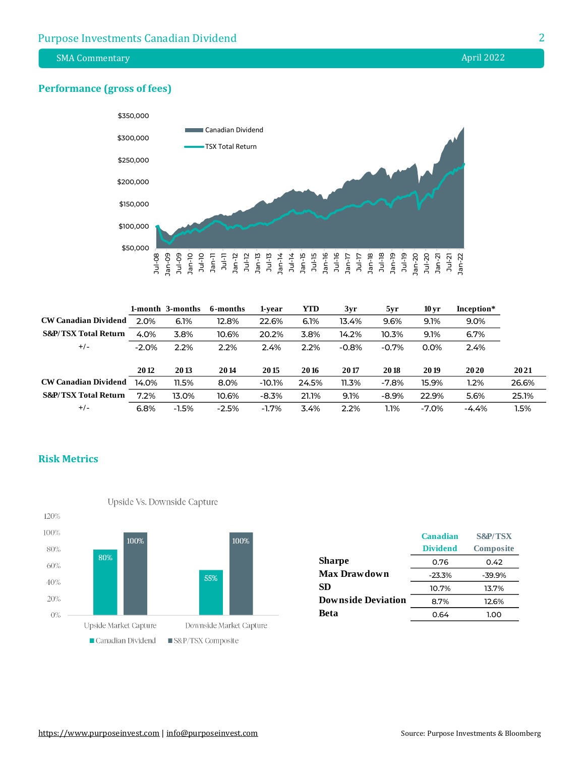## Performance (gross of fees)

|  | 1-month | 3-months | 6-months | 1-year | YTD | 3yr | 5yr | 10 yr | Inception* |
|---|---|---|---|---|---|---|---|---|---|
| CW Canadian Dividend | 2.0% | 6.1% | 12.8% | 22.6% | 6.1% | 13.4% | 9.6% | 9.1% | 9.0% |
| S&P/TSX Total Return | 4.0% | 3.8% | 10.6% | 20.2% | 3.8% | 14.2% | 10.3% | 9.1% | 6.7% |
| +/- | -2.0% | 2.2% | 2.2% | 2.4% | 2.2% | -0.8% | -0.7% | 0.0% | 2.4% |

|  | 2012 | 2013 | 2014 | 2015 | 2016 | 2017 | 2018 | 2019 | 2020 | 2021 |
|---|---|---|---|---|---|---|---|---|---|---|
| CW Canadian Dividend | 14.0% | 11.5% | 8.0% | -10.1% | 24.5% | 11.3% | -7.8% | 15.9% | 1.2% | 26.6% |
| S&P/TSX Total Return | 7.2% | 13.0% | 10.6% | -8.3% | 21.1% | 9.1% | -8.9% | 22.9% | 5.6% | 25.1% |
| +/- | 6.8% | -1.5% | -2.5% | -1.7% | 3.4% | 2.2% | 1.1% | -7.0% | -4.4% | 1.5% |

## Risk Metrics

Upside Vs. Downside Capture

|  | Canadian Dividend | S&P/TSX Composite |
|---|---|---|
| Upside Market Capture | 80% | 100% |
| Downside Market Capture | 55% | 100% |

|  | Canadian Dividend | S&P/TSX Composite |
|---|---|---|
| Sharpe | 0.76 | 0.42 |
| Max Drawdown | -23.3% | -39.9% |
| SD | 10.7% | 13.7% |
| Downside Deviation | 8.7% | 12.6% |
| Beta | 0.64 | 1.00 |

https://www.purposeinvest.com | info@purposeinvest.com

Source: Purpose Investments & Bloomberg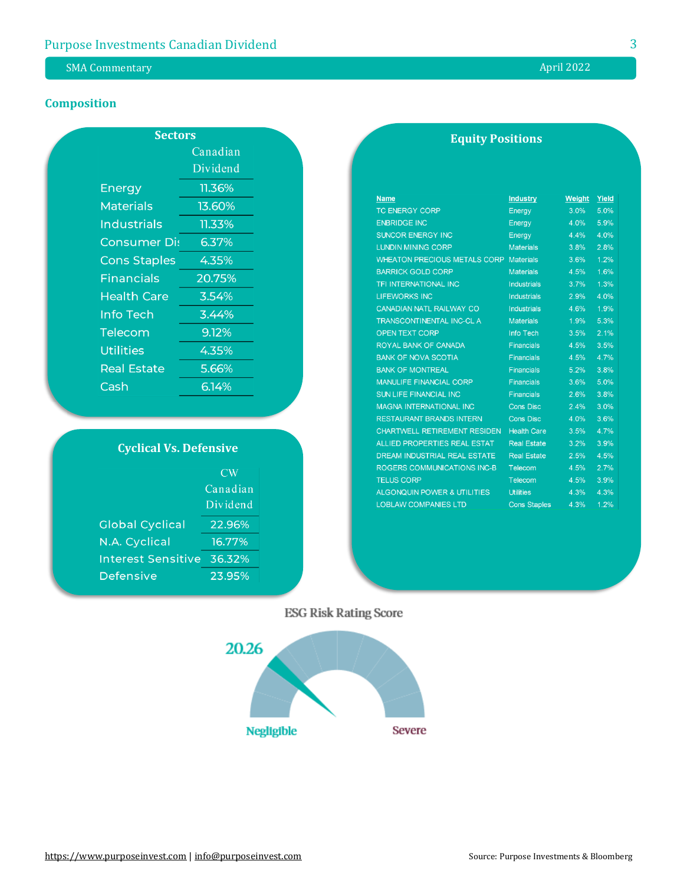## Composition

### Sectors

| | Canadian Dividend |
|---|---|
| Energy | 11.36% |
| Materials | 13.60% |
| Industrials | 11.33% |
| Consumer Dis | 6.37% |
| Cons Staples | 4.35% |
| Financials | 20.75% |
| Health Care | 3.54% |
| Info Tech | 3.44% |
| Telecom | 9.12% |
| Utilities | 4.35% |
| Real Estate | 5.66% |
| Cash | 6.14% |

### Cyclical Vs. Defensive

| | CW Canadian Dividend |
|---|---|
| Global Cyclical | 22.96% |
| N.A. Cyclical | 16.77% |
| Interest Sensitive | 36.32% |
| Defensive | 23.95% |

### Equity Positions

| Name | Industry | Weight | Yield |
|---|---|---|---|
| TC ENERGY CORP | Energy | 3.0% | 5.0% |
| ENBRIDGE INC | Energy | 4.0% | 5.9% |
| SUNCOR ENERGY INC | Energy | 4.4% | 4.0% |
| LUNDIN MINING CORP | Materials | 3.8% | 2.8% |
| WHEATON PRECIOUS METALS CORP | Materials | 3.6% | 1.2% |
| BARRICK GOLD CORP | Materials | 4.5% | 1.6% |
| TFI INTERNATIONAL INC | Industrials | 3.7% | 1.3% |
| LIFEWORKS INC | Industrials | 2.9% | 4.0% |
| CANADIAN NATL RAILWAY CO | Industrials | 4.6% | 1.9% |
| TRANSCONTINENTAL INC-CL A | Materials | 1.9% | 5.3% |
| OPEN TEXT CORP | Info Tech | 3.5% | 2.1% |
| ROYAL BANK OF CANADA | Financials | 4.5% | 3.5% |
| BANK OF NOVA SCOTIA | Financials | 4.5% | 4.7% |
| BANK OF MONTREAL | Financials | 5.2% | 3.8% |
| MANULIFE FINANCIAL CORP | Financials | 3.6% | 5.0% |
| SUN LIFE FINANCIAL INC | Financials | 2.6% | 3.8% |
| MAGNA INTERNATIONAL INC | Cons Disc | 2.4% | 3.0% |
| RESTAURANT BRANDS INTERN | Cons Disc | 4.0% | 3.6% |
| CHARTWELL RETIREMENT RESIDEN | Health Care | 3.5% | 4.7% |
| ALLIED PROPERTIES REAL ESTAT | Real Estate | 3.2% | 3.9% |
| DREAM INDUSTRIAL REAL ESTATE | Real Estate | 2.5% | 4.5% |
| ROGERS COMMUNICATIONS INC-B | Telecom | 4.5% | 2.7% |
| TELUS CORP | Telecom | 4.5% | 3.9% |
| ALGONQUIN POWER & UTILITIES | Utilities | 4.3% | 4.3% |
| LOBLAW COMPANIES LTD | Cons Staples | 4.3% | 1.2% |

### ESG Risk Rating Score

20.26

Negligible — Severe

https://www.purposeinvest.com | info@purposeinvest.com

Source: Purpose Investments & Bloomberg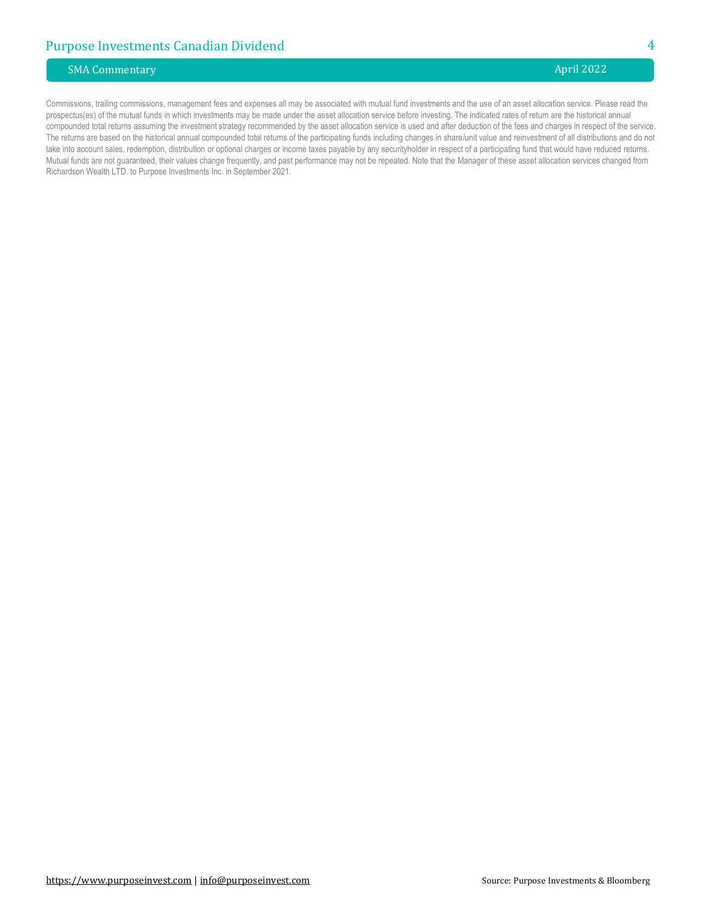Commissions, trailing commissions, management fees and expenses all may be associated with mutual fund investments and the use of an asset allocation service. Please read the prospectus(es) of the mutual funds in which investments may be made under the asset allocation service before investing. The indicated rates of return are the historical annual compounded total returns assuming the investment strategy recommended by the asset allocation service is used and after deduction of the fees and charges in respect of the service. The returns are based on the historical annual compounded total returns of the participating funds including changes in share/unit value and reinvestment of all distributions and do not take into account sales, redemption, distribution or optional charges or income taxes payable by any securityholder in respect of a participating fund that would have reduced returns. Mutual funds are not guaranteed, their values change frequently, and past performance may not be repeated. Note that the Manager of these asset allocation services changed from Richardson Wealth LTD. to Purpose Investments Inc. in September 2021.

https://www.purposeinvest.com | info@purposeinvest.com

Source: Purpose Investments & Bloomberg